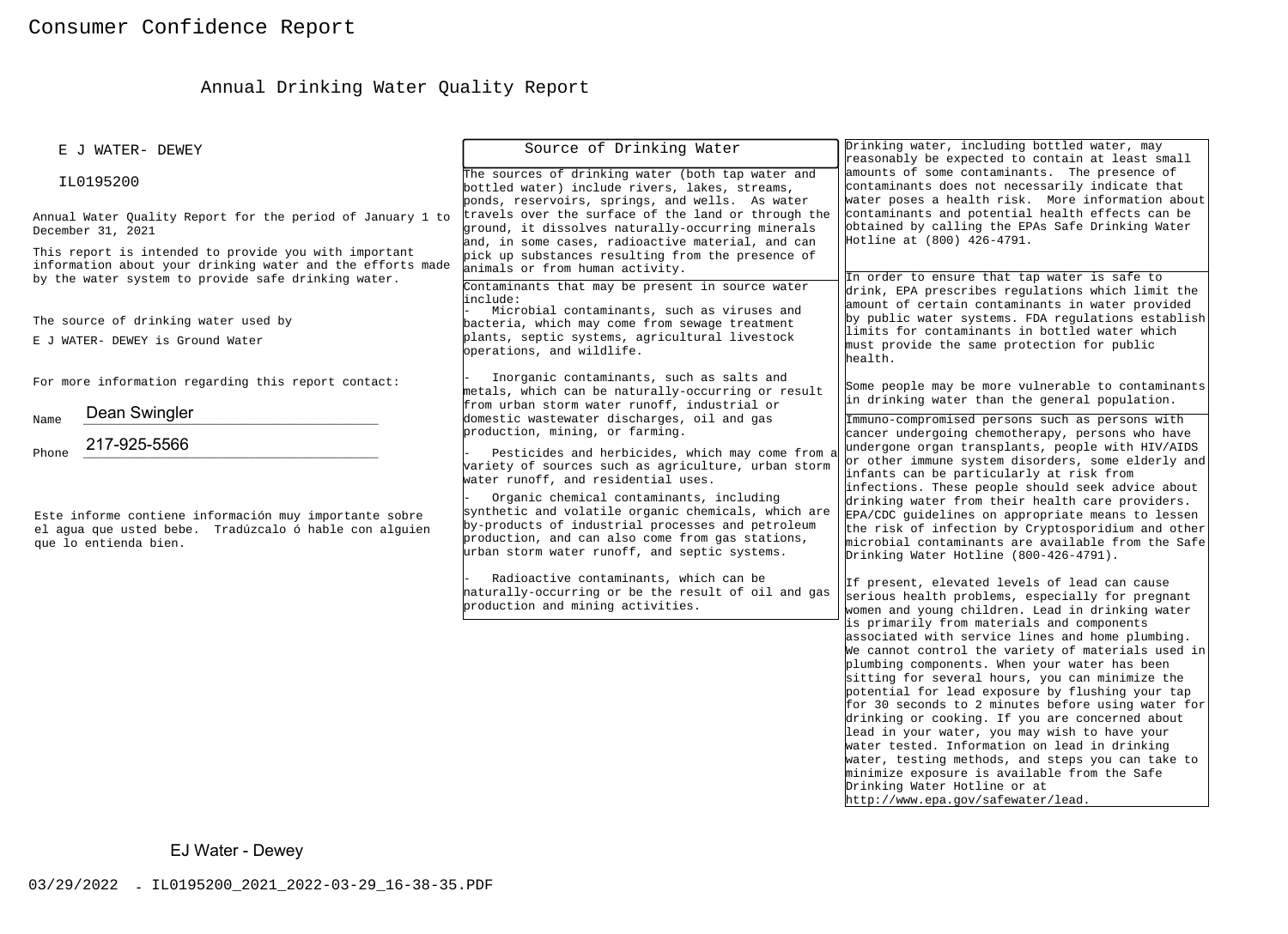# Consumer Confidence Report

## Annual Drinking Water Quality Report

E J WATER- DEWEY

IL0195200

Annual Water Quality Report for the period of January 1 to December 31, 2021

This report is intended to provide you with important information about your drinking water and the efforts made by the water system to provide safe drinking water.

The source of drinking water used by E J WATER- DEWEY is Ground Water

For more information regarding this report contact:

Name Dean Swingler

Phone 217-925-5566

Este informe contiene información muy importante sobre el agua que usted bebe. Tradúzcalo ó hable con alguien que lo entienda bien.

### Source of Drinking Water

The sources of drinking water (both tap water and bottled water) include rivers, lakes, streams, ponds, reservoirs, springs, and wells. As water travels over the surface of the land or through the ground, it dissolves naturally-occurring minerals and, in some cases, radioactive material, and can pick up substances resulting from the presence of animals or from human activity.

Contaminants that may be present in source water include:

- Microbial contaminants, such as viruses and bacteria, which may come from sewage treatment plants, septic systems, agricultural livestock operations, and wildlife.
- Inorganic contaminants, such as salts and metals, which can be naturally-occurring or result from urban storm water runoff, industrial or domestic wastewater discharges, oil and gas production, mining, or farming.
- Pesticides and herbicides, which may come from a variety of sources such as agriculture, urban storm water runoff, and residential uses.
- Organic chemical contaminants, including synthetic and volatile organic chemicals, which are by-products of industrial processes and petroleum production, and can also come from gas stations, urban storm water runoff, and septic systems.
- Radioactive contaminants, which can be naturally-occurring or be the result of oil and gas production and mining activities.

Drinking water, including bottled water, may reasonably be expected to contain at least small amounts of some contaminants. The presence of contaminants does not necessarily indicate that water poses a health risk. More information about contaminants and potential health effects can be obtained by calling the EPAs Safe Drinking Water Hotline at (800) 426-4791.

In order to ensure that tap water is safe to drink, EPA prescribes regulations which limit the amount of certain contaminants in water provided by public water systems. FDA regulations establish limits for contaminants in bottled water which must provide the same protection for public health.

Some people may be more vulnerable to contaminants in drinking water than the general population.

Immuno-compromised persons such as persons with cancer undergoing chemotherapy, persons who have undergone organ transplants, people with HIV/AIDS or other immune system disorders, some elderly and infants can be particularly at risk from infections. These people should seek advice about drinking water from their health care providers. EPA/CDC guidelines on appropriate means to lessen the risk of infection by Cryptosporidium and other microbial contaminants are available from the Safe Drinking Water Hotline (800-426-4791).

If present, elevated levels of lead can cause serious health problems, especially for pregnant women and young children. Lead in drinking water is primarily from materials and components associated with service lines and home plumbing. We cannot control the variety of materials used in plumbing components. When your water has been sitting for several hours, you can minimize the potential for lead exposure by flushing your tap for 30 seconds to 2 minutes before using water for drinking or cooking. If you are concerned about lead in your water, you may wish to have your water tested. Information on lead in drinking water, testing methods, and steps you can take to minimize exposure is available from the Safe Drinking Water Hotline or at http://www.epa.gov/safewater/lead.

EJ Water - Dewey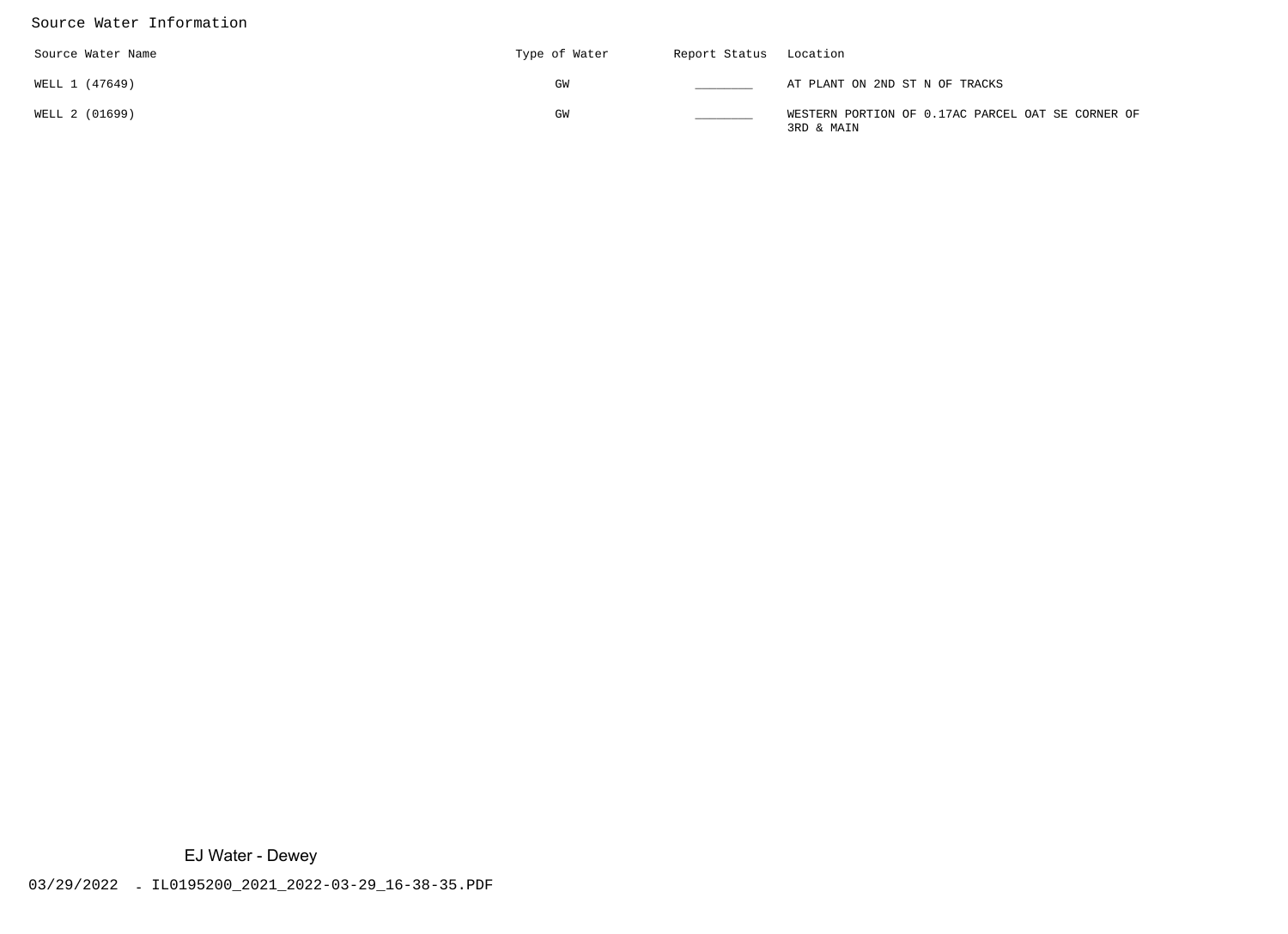## Source Water Information

| Source Water Name | Type of Water | Report Status | Location |
| --- | --- | --- | --- |
| WELL 1 (47649) | GW | ________ | AT PLANT ON 2ND ST N OF TRACKS |
| WELL 2 (01699) | GW | ________ | WESTERN PORTION OF 0.17AC PARCEL OAT SE CORNER OF 3RD & MAIN |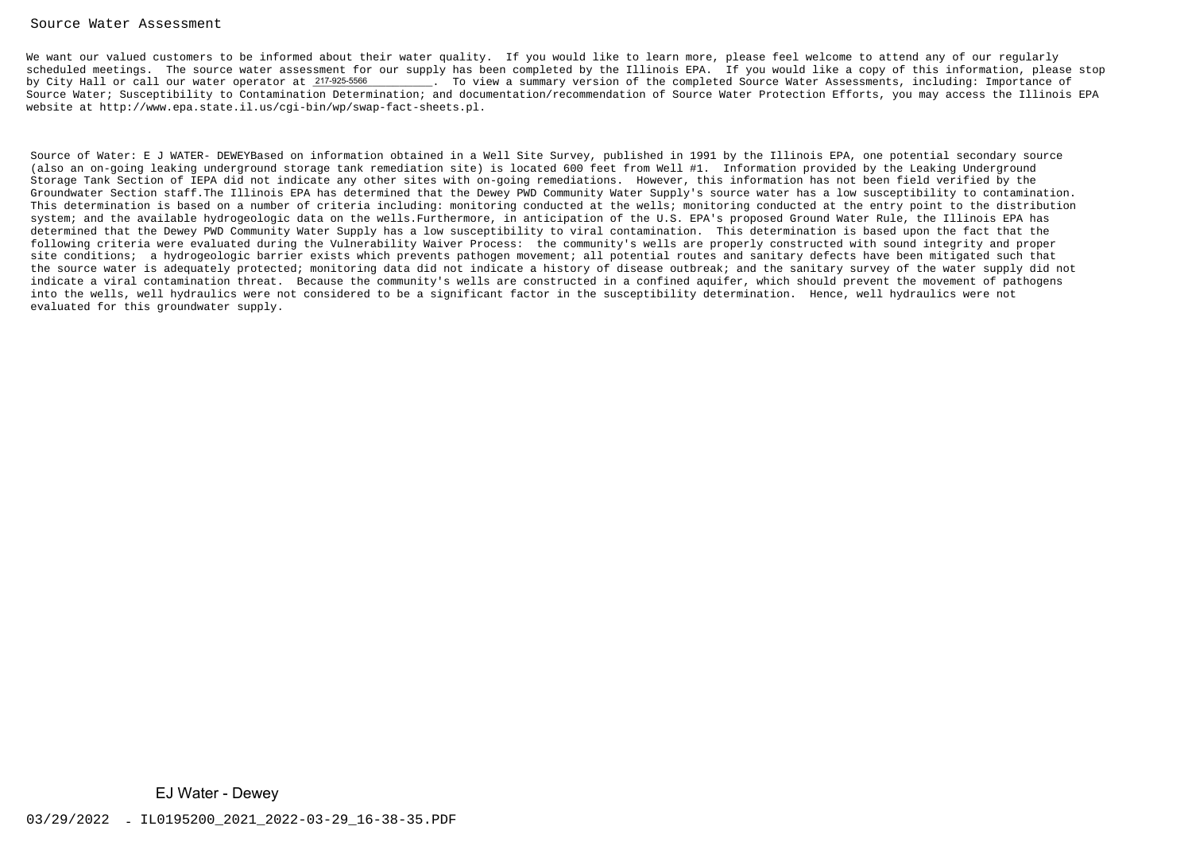## Source Water Assessment

We want our valued customers to be informed about their water quality. If you would like to learn more, please feel welcome to attend any of our regularly scheduled meetings. The source water assessment for our supply has been completed by the Illinois EPA. If you would like a copy of this information, please stop by City Hall or call our water operator at 217-925-5566__________. To view a summary version of the completed Source Water Assessments, including: Importance of Source Water; Susceptibility to Contamination Determination; and documentation/recommendation of Source Water Protection Efforts, you may access the Illinois EPA website at http://www.epa.state.il.us/cgi-bin/wp/swap-fact-sheets.pl.

Source of Water: E J WATER- DEWEYBased on information obtained in a Well Site Survey, published in 1991 by the Illinois EPA, one potential secondary source (also an on-going leaking underground storage tank remediation site) is located 600 feet from Well #1. Information provided by the Leaking Underground Storage Tank Section of IEPA did not indicate any other sites with on-going remediations. However, this information has not been field verified by the Groundwater Section staff.The Illinois EPA has determined that the Dewey PWD Community Water Supply's source water has a low susceptibility to contamination. This determination is based on a number of criteria including: monitoring conducted at the wells; monitoring conducted at the entry point to the distribution system; and the available hydrogeologic data on the wells.Furthermore, in anticipation of the U.S. EPA's proposed Ground Water Rule, the Illinois EPA has determined that the Dewey PWD Community Water Supply has a low susceptibility to viral contamination. This determination is based upon the fact that the following criteria were evaluated during the Vulnerability Waiver Process: the community's wells are properly constructed with sound integrity and proper site conditions; a hydrogeologic barrier exists which prevents pathogen movement; all potential routes and sanitary defects have been mitigated such that the source water is adequately protected; monitoring data did not indicate a history of disease outbreak; and the sanitary survey of the water supply did not indicate a viral contamination threat. Because the community's wells are constructed in a confined aquifer, which should prevent the movement of pathogens into the wells, well hydraulics were not considered to be a significant factor in the susceptibility determination. Hence, well hydraulics were not evaluated for this groundwater supply.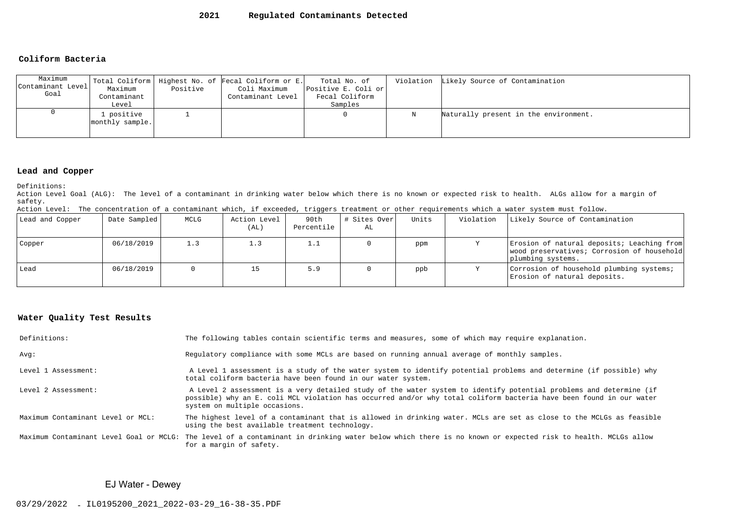## 2021 Regulated Contaminants Detected

### Coliform Bacteria

| Maximum Contaminant Level Goal | Total Coliform Maximum Contaminant Level | Highest No. of Positive | Fecal Coliform or E. Coli Maximum Contaminant Level | Total No. of Positive E. Coli or Fecal Coliform Samples | Violation | Likely Source of Contamination |
|---|---|---|---|---|---|---|
| 0 | 1 positive monthly sample. | 1 | | 0 | N | Naturally present in the environment. |

### Lead and Copper

Definitions:
Action Level Goal (ALG): The level of a contaminant in drinking water below which there is no known or expected risk to health. ALGs allow for a margin of safety.
Action Level: The concentration of a contaminant which, if exceeded, triggers treatment or other requirements which a water system must follow.

| Lead and Copper | Date Sampled | MCLG | Action Level (AL) | 90th Percentile | # Sites Over AL | Units | Violation | Likely Source of Contamination |
|---|---|---|---|---|---|---|---|---|
| Copper | 06/18/2019 | 1.3 | 1.3 | 1.1 | 0 | ppm | Y | Erosion of natural deposits; Leaching from wood preservatives; Corrosion of household plumbing systems. |
| Lead | 06/18/2019 | 0 | 15 | 5.9 | 0 | ppb | Y | Corrosion of household plumbing systems; Erosion of natural deposits. |

### Water Quality Test Results

| | |
|---|---|
| Definitions: | The following tables contain scientific terms and measures, some of which may require explanation. |
| Avg: | Regulatory compliance with some MCLs are based on running annual average of monthly samples. |
| Level 1 Assessment: | A Level 1 assessment is a study of the water system to identify potential problems and determine (if possible) why total coliform bacteria have been found in our water system. |
| Level 2 Assessment: | A Level 2 assessment is a very detailed study of the water system to identify potential problems and determine (if possible) why an E. coli MCL violation has occurred and/or why total coliform bacteria have been found in our water system on multiple occasions. |
| Maximum Contaminant Level or MCL: | The highest level of a contaminant that is allowed in drinking water. MCLs are set as close to the MCLGs as feasible using the best available treatment technology. |
| Maximum Contaminant Level Goal or MCLG: | The level of a contaminant in drinking water below which there is no known or expected risk to health. MCLGs allow for a margin of safety. |

EJ Water - Dewey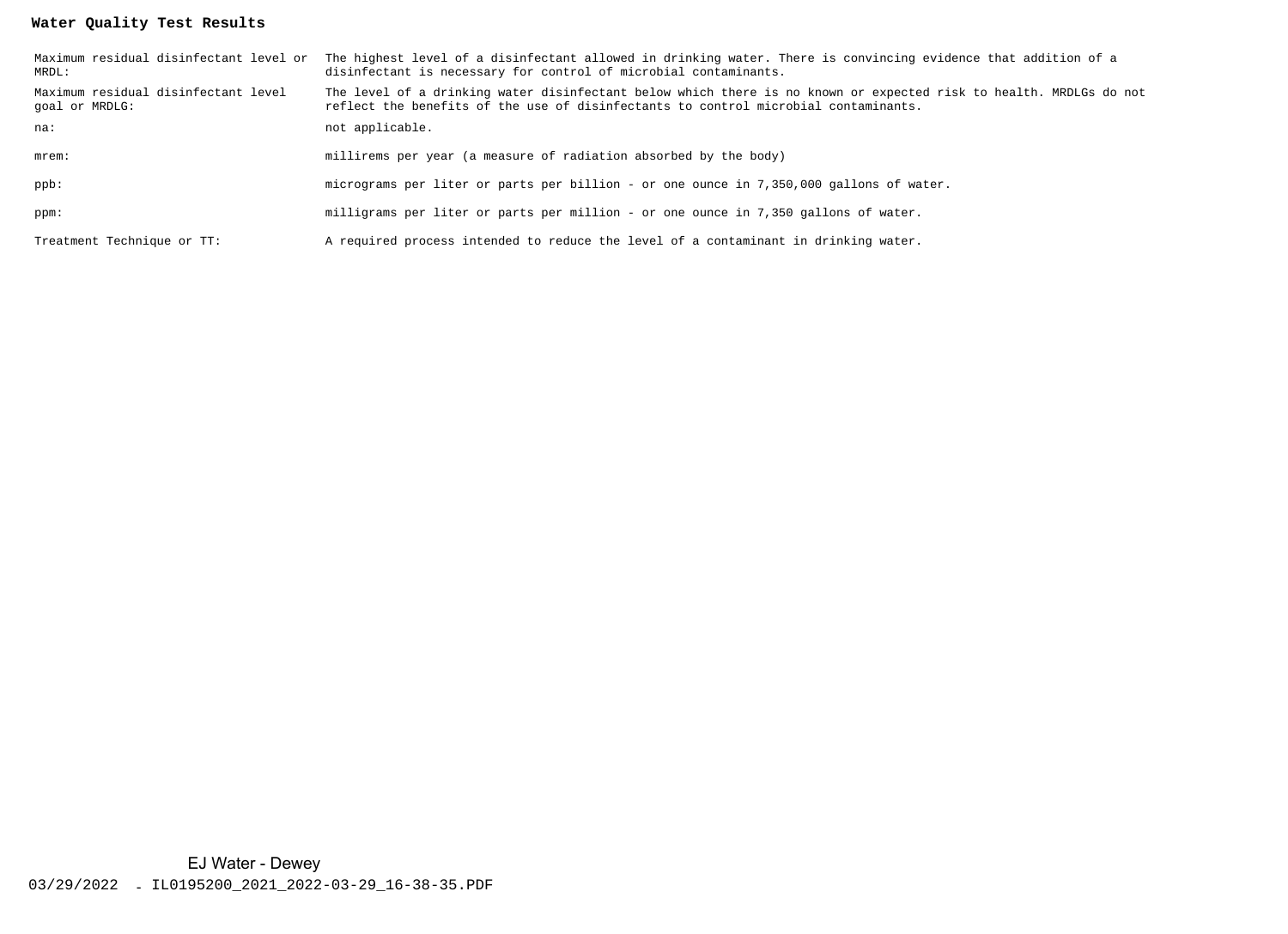**Water Quality Test Results**

| | |
|---|---|
| Maximum residual disinfectant level or MRDL: | The highest level of a disinfectant allowed in drinking water. There is convincing evidence that addition of a disinfectant is necessary for control of microbial contaminants. |
| Maximum residual disinfectant level goal or MRDLG: | The level of a drinking water disinfectant below which there is no known or expected risk to health. MRDLGs do not reflect the benefits of the use of disinfectants to control microbial contaminants. |
| na: | not applicable. |
| mrem: | millirems per year (a measure of radiation absorbed by the body) |
| ppb: | micrograms per liter or parts per billion - or one ounce in 7,350,000 gallons of water. |
| ppm: | milligrams per liter or parts per million - or one ounce in 7,350 gallons of water. |
| Treatment Technique or TT: | A required process intended to reduce the level of a contaminant in drinking water. |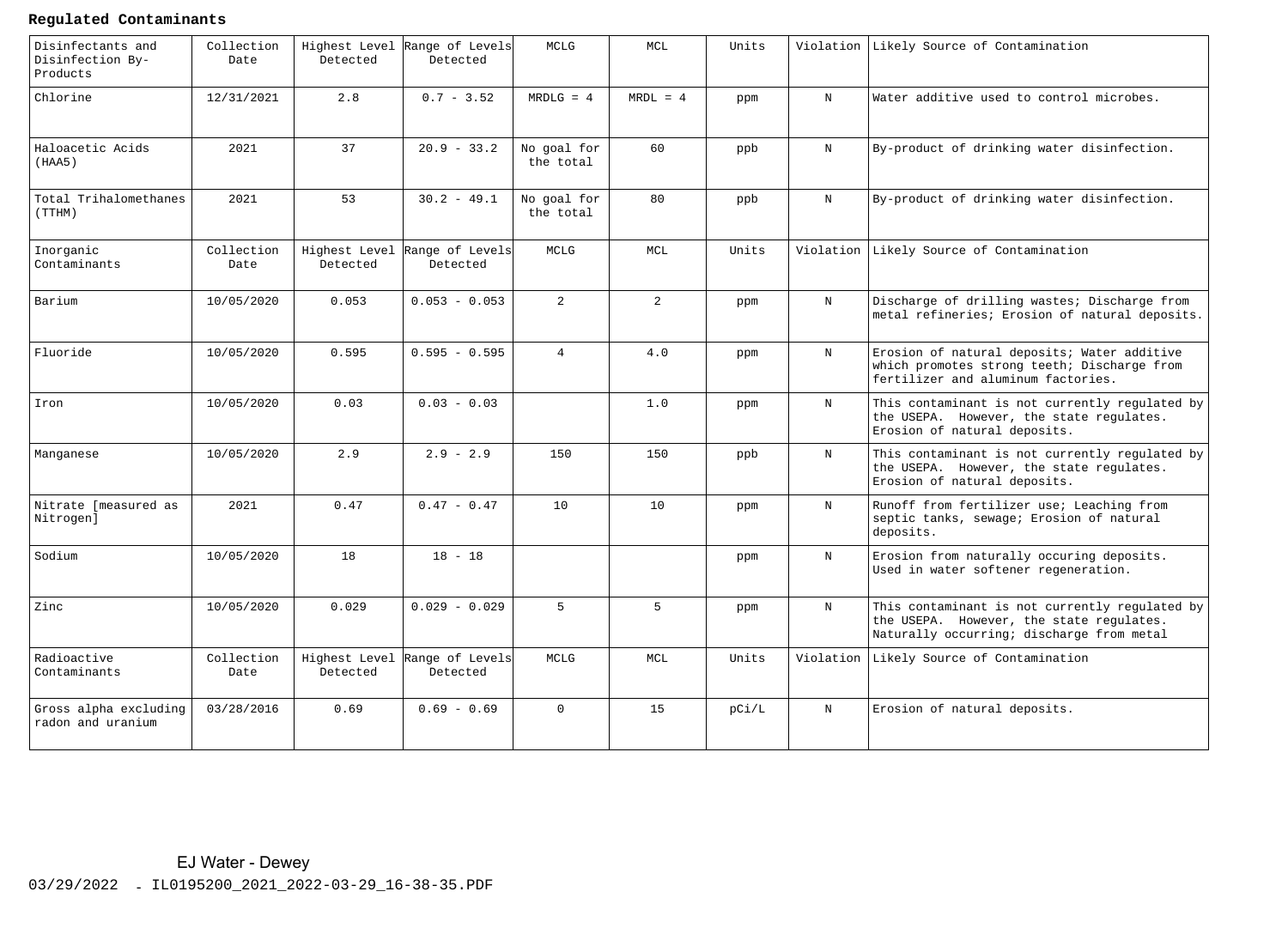**Regulated Contaminants**

| Disinfectants and Disinfection By-Products | Collection Date | Highest Level Detected | Range of Levels Detected | MCLG | MCL | Units | Violation | Likely Source of Contamination |
|---|---|---|---|---|---|---|---|---|
| Chlorine | 12/31/2021 | 2.8 | 0.7 - 3.52 | MRDLG = 4 | MRDL = 4 | ppm | N | Water additive used to control microbes. |
| Haloacetic Acids (HAA5) | 2021 | 37 | 20.9 - 33.2 | No goal for the total | 60 | ppb | N | By-product of drinking water disinfection. |
| Total Trihalomethanes (TTHM) | 2021 | 53 | 30.2 - 49.1 | No goal for the total | 80 | ppb | N | By-product of drinking water disinfection. |
| **Inorganic Contaminants** | **Collection Date** | **Highest Level Detected** | **Range of Levels Detected** | **MCLG** | **MCL** | **Units** | **Violation** | **Likely Source of Contamination** |
| Barium | 10/05/2020 | 0.053 | 0.053 - 0.053 | 2 | 2 | ppm | N | Discharge of drilling wastes; Discharge from metal refineries; Erosion of natural deposits. |
| Fluoride | 10/05/2020 | 0.595 | 0.595 - 0.595 | 4 | 4.0 | ppm | N | Erosion of natural deposits; Water additive which promotes strong teeth; Discharge from fertilizer and aluminum factories. |
| Iron | 10/05/2020 | 0.03 | 0.03 - 0.03 | | 1.0 | ppm | N | This contaminant is not currently regulated by the USEPA. However, the state regulates. Erosion of natural deposits. |
| Manganese | 10/05/2020 | 2.9 | 2.9 - 2.9 | 150 | 150 | ppb | N | This contaminant is not currently regulated by the USEPA. However, the state regulates. Erosion of natural deposits. |
| Nitrate [measured as Nitrogen] | 2021 | 0.47 | 0.47 - 0.47 | 10 | 10 | ppm | N | Runoff from fertilizer use; Leaching from septic tanks, sewage; Erosion of natural deposits. |
| Sodium | 10/05/2020 | 18 | 18 - 18 | | | ppm | N | Erosion from naturally occuring deposits. Used in water softener regeneration. |
| Zinc | 10/05/2020 | 0.029 | 0.029 - 0.029 | 5 | 5 | ppm | N | This contaminant is not currently regulated by the USEPA. However, the state regulates. Naturally occurring; discharge from metal |
| **Radioactive Contaminants** | **Collection Date** | **Highest Level Detected** | **Range of Levels Detected** | **MCLG** | **MCL** | **Units** | **Violation** | **Likely Source of Contamination** |
| Gross alpha excluding radon and uranium | 03/28/2016 | 0.69 | 0.69 - 0.69 | 0 | 15 | pCi/L | N | Erosion of natural deposits. |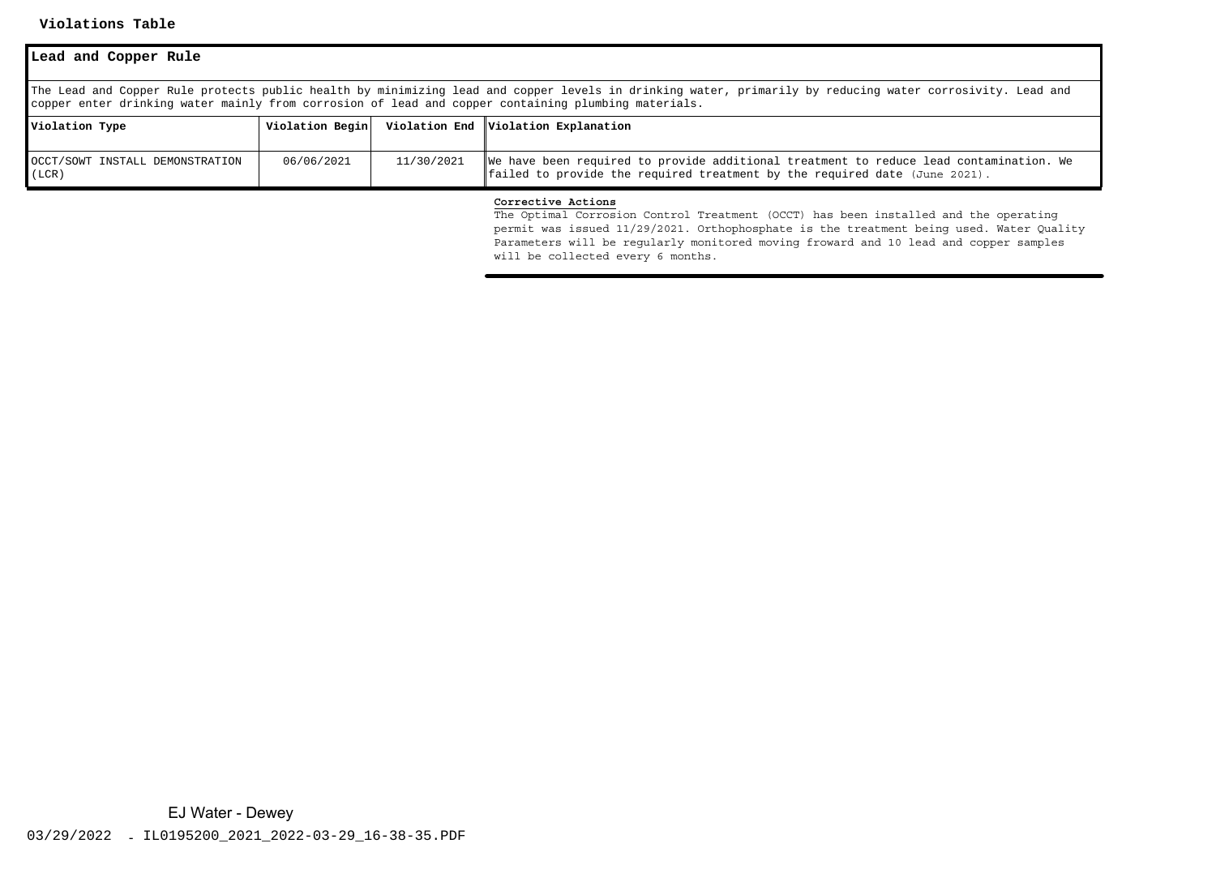**Violations Table**

**Lead and Copper Rule**

The Lead and Copper Rule protects public health by minimizing lead and copper levels in drinking water, primarily by reducing water corrosivity. Lead and copper enter drinking water mainly from corrosion of lead and copper containing plumbing materials.

| Violation Type | Violation Begin | Violation End | Violation Explanation |
|---|---|---|---|
| OCCT/SOWT INSTALL DEMONSTRATION (LCR) | 06/06/2021 | 11/30/2021 | We have been required to provide additional treatment to reduce lead contamination. We failed to provide the required treatment by the required date (June 2021). |

**Corrective Actions**

The Optimal Corrosion Control Treatment (OCCT) has been installed and the operating permit was issued 11/29/2021. Orthophosphate is the treatment being used. Water Quality Parameters will be regularly monitored moving froward and 10 lead and copper samples will be collected every 6 months.

EJ Water - Dewey

03/29/2022 - IL0195200_2021_2022-03-29_16-38-35.PDF